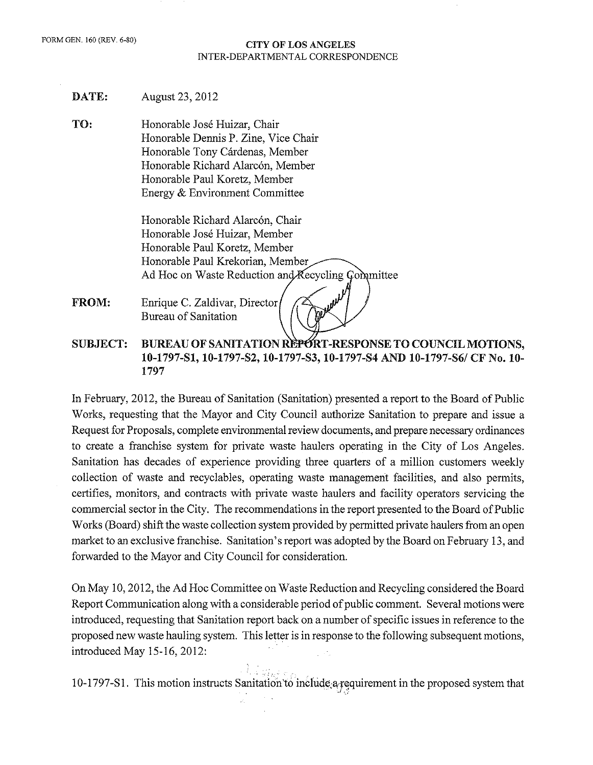FORM GEN. 160 (REV. 6-80)

**CITY OF LOS ANGELES**
INTER-DEPARTMENTAL CORRESPONDENCE

**DATE:** August 23, 2012

**TO:** Honorable José Huizar, Chair
Honorable Dennis P. Zine, Vice Chair
Honorable Tony Cárdenas, Member
Honorable Richard Alarcón, Member
Honorable Paul Koretz, Member
Energy & Environment Committee

Honorable Richard Alarcón, Chair
Honorable José Huizar, Member
Honorable Paul Koretz, Member
Honorable Paul Krekorian, Member
Ad Hoc on Waste Reduction and Recycling Committee

**FROM:** Enrique C. Zaldivar, Director
Bureau of Sanitation

**SUBJECT: BUREAU OF SANITATION REPORT-RESPONSE TO COUNCIL MOTIONS, 10-1797-S1, 10-1797-S2, 10-1797-S3, 10-1797-S4 AND 10-1797-S6/ CF No. 10-1797**

In February, 2012, the Bureau of Sanitation (Sanitation) presented a report to the Board of Public Works, requesting that the Mayor and City Council authorize Sanitation to prepare and issue a Request for Proposals, complete environmental review documents, and prepare necessary ordinances to create a franchise system for private waste haulers operating in the City of Los Angeles. Sanitation has decades of experience providing three quarters of a million customers weekly collection of waste and recyclables, operating waste management facilities, and also permits, certifies, monitors, and contracts with private waste haulers and facility operators servicing the commercial sector in the City. The recommendations in the report presented to the Board of Public Works (Board) shift the waste collection system provided by permitted private haulers from an open market to an exclusive franchise. Sanitation's report was adopted by the Board on February 13, and forwarded to the Mayor and City Council for consideration.

On May 10, 2012, the Ad Hoc Committee on Waste Reduction and Recycling considered the Board Report Communication along with a considerable period of public comment. Several motions were introduced, requesting that Sanitation report back on a number of specific issues in reference to the proposed new waste hauling system. This letter is in response to the following subsequent motions, introduced May 15-16, 2012:

10-1797-S1. This motion instructs Sanitation to include a requirement in the proposed system that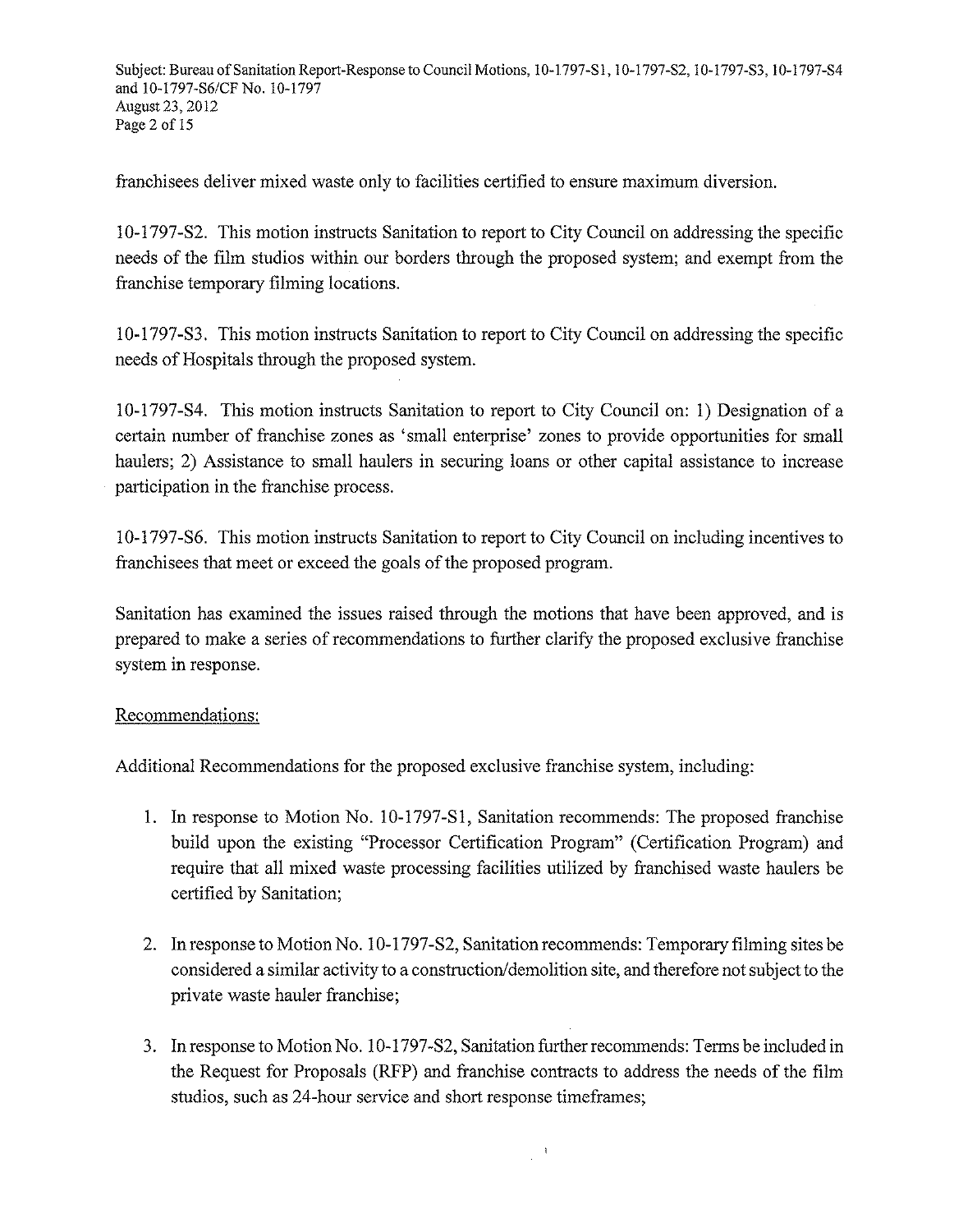franchisees deliver mixed waste only to facilities certified to ensure maximum diversion.

10-1797-S2. This motion instructs Sanitation to report to City Council on addressing the specific needs of the film studios within our borders through the proposed system; and exempt from the franchise temporary filming locations.

10-1797-S3. This motion instructs Sanitation to report to City Council on addressing the specific needs of Hospitals through the proposed system.

10-1797-S4. This motion instructs Sanitation to report to City Council on: 1) Designation of a certain number of franchise zones as 'small enterprise' zones to provide opportunities for small haulers; 2) Assistance to small haulers in securing loans or other capital assistance to increase participation in the franchise process.

10-1797-S6. This motion instructs Sanitation to report to City Council on including incentives to franchisees that meet or exceed the goals of the proposed program.

Sanitation has examined the issues raised through the motions that have been approved, and is prepared to make a series of recommendations to further clarify the proposed exclusive franchise system in response.

Recommendations:

Additional Recommendations for the proposed exclusive franchise system, including:

1. In response to Motion No. 10-1797-S1, Sanitation recommends: The proposed franchise build upon the existing "Processor Certification Program" (Certification Program) and require that all mixed waste processing facilities utilized by franchised waste haulers be certified by Sanitation;

2. In response to Motion No. 10-1797-S2, Sanitation recommends: Temporary filming sites be considered a similar activity to a construction/demolition site, and therefore not subject to the private waste hauler franchise;

3. In response to Motion No. 10-1797-S2, Sanitation further recommends: Terms be included in the Request for Proposals (RFP) and franchise contracts to address the needs of the film studios, such as 24-hour service and short response timeframes;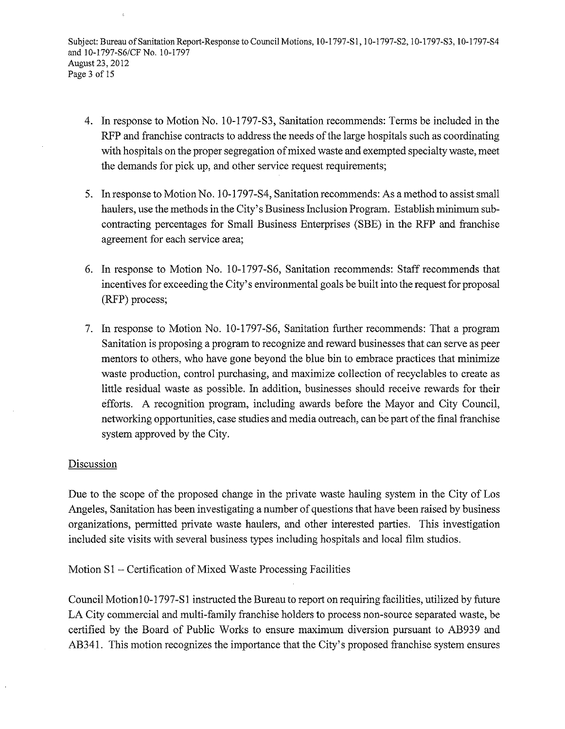4. In response to Motion No. 10-1797-S3, Sanitation recommends: Terms be included in the RFP and franchise contracts to address the needs of the large hospitals such as coordinating with hospitals on the proper segregation of mixed waste and exempted specialty waste, meet the demands for pick up, and other service request requirements;

5. In response to Motion No. 10-1797-S4, Sanitation recommends: As a method to assist small haulers, use the methods in the City's Business Inclusion Program. Establish minimum sub-contracting percentages for Small Business Enterprises (SBE) in the RFP and franchise agreement for each service area;

6. In response to Motion No. 10-1797-S6, Sanitation recommends: Staff recommends that incentives for exceeding the City's environmental goals be built into the request for proposal (RFP) process;

7. In response to Motion No. 10-1797-S6, Sanitation further recommends: That a program Sanitation is proposing a program to recognize and reward businesses that can serve as peer mentors to others, who have gone beyond the blue bin to embrace practices that minimize waste production, control purchasing, and maximize collection of recyclables to create as little residual waste as possible. In addition, businesses should receive rewards for their efforts. A recognition program, including awards before the Mayor and City Council, networking opportunities, case studies and media outreach, can be part of the final franchise system approved by the City.

Discussion

Due to the scope of the proposed change in the private waste hauling system in the City of Los Angeles, Sanitation has been investigating a number of questions that have been raised by business organizations, permitted private waste haulers, and other interested parties. This investigation included site visits with several business types including hospitals and local film studios.

Motion S1 – Certification of Mixed Waste Processing Facilities

Council Motion10-1797-S1 instructed the Bureau to report on requiring facilities, utilized by future LA City commercial and multi-family franchise holders to process non-source separated waste, be certified by the Board of Public Works to ensure maximum diversion pursuant to AB939 and AB341. This motion recognizes the importance that the City's proposed franchise system ensures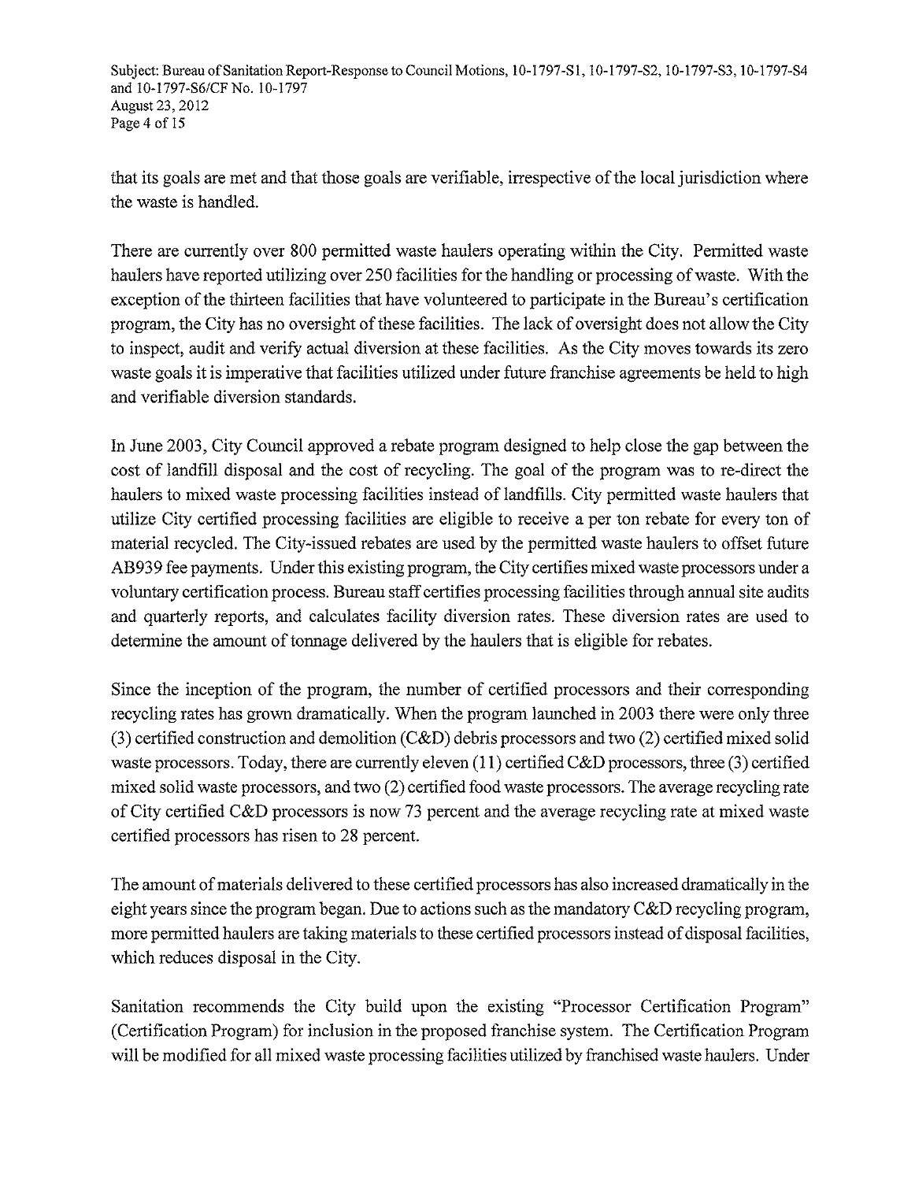that its goals are met and that those goals are verifiable, irrespective of the local jurisdiction where the waste is handled.

There are currently over 800 permitted waste haulers operating within the City. Permitted waste haulers have reported utilizing over 250 facilities for the handling or processing of waste. With the exception of the thirteen facilities that have volunteered to participate in the Bureau's certification program, the City has no oversight of these facilities. The lack of oversight does not allow the City to inspect, audit and verify actual diversion at these facilities. As the City moves towards its zero waste goals it is imperative that facilities utilized under future franchise agreements be held to high and verifiable diversion standards.

In June 2003, City Council approved a rebate program designed to help close the gap between the cost of landfill disposal and the cost of recycling. The goal of the program was to re-direct the haulers to mixed waste processing facilities instead of landfills. City permitted waste haulers that utilize City certified processing facilities are eligible to receive a per ton rebate for every ton of material recycled. The City-issued rebates are used by the permitted waste haulers to offset future AB939 fee payments. Under this existing program, the City certifies mixed waste processors under a voluntary certification process. Bureau staff certifies processing facilities through annual site audits and quarterly reports, and calculates facility diversion rates. These diversion rates are used to determine the amount of tonnage delivered by the haulers that is eligible for rebates.

Since the inception of the program, the number of certified processors and their corresponding recycling rates has grown dramatically. When the program launched in 2003 there were only three (3) certified construction and demolition (C&D) debris processors and two (2) certified mixed solid waste processors. Today, there are currently eleven (11) certified C&D processors, three (3) certified mixed solid waste processors, and two (2) certified food waste processors. The average recycling rate of City certified C&D processors is now 73 percent and the average recycling rate at mixed waste certified processors has risen to 28 percent.

The amount of materials delivered to these certified processors has also increased dramatically in the eight years since the program began. Due to actions such as the mandatory C&D recycling program, more permitted haulers are taking materials to these certified processors instead of disposal facilities, which reduces disposal in the City.

Sanitation recommends the City build upon the existing "Processor Certification Program" (Certification Program) for inclusion in the proposed franchise system. The Certification Program will be modified for all mixed waste processing facilities utilized by franchised waste haulers. Under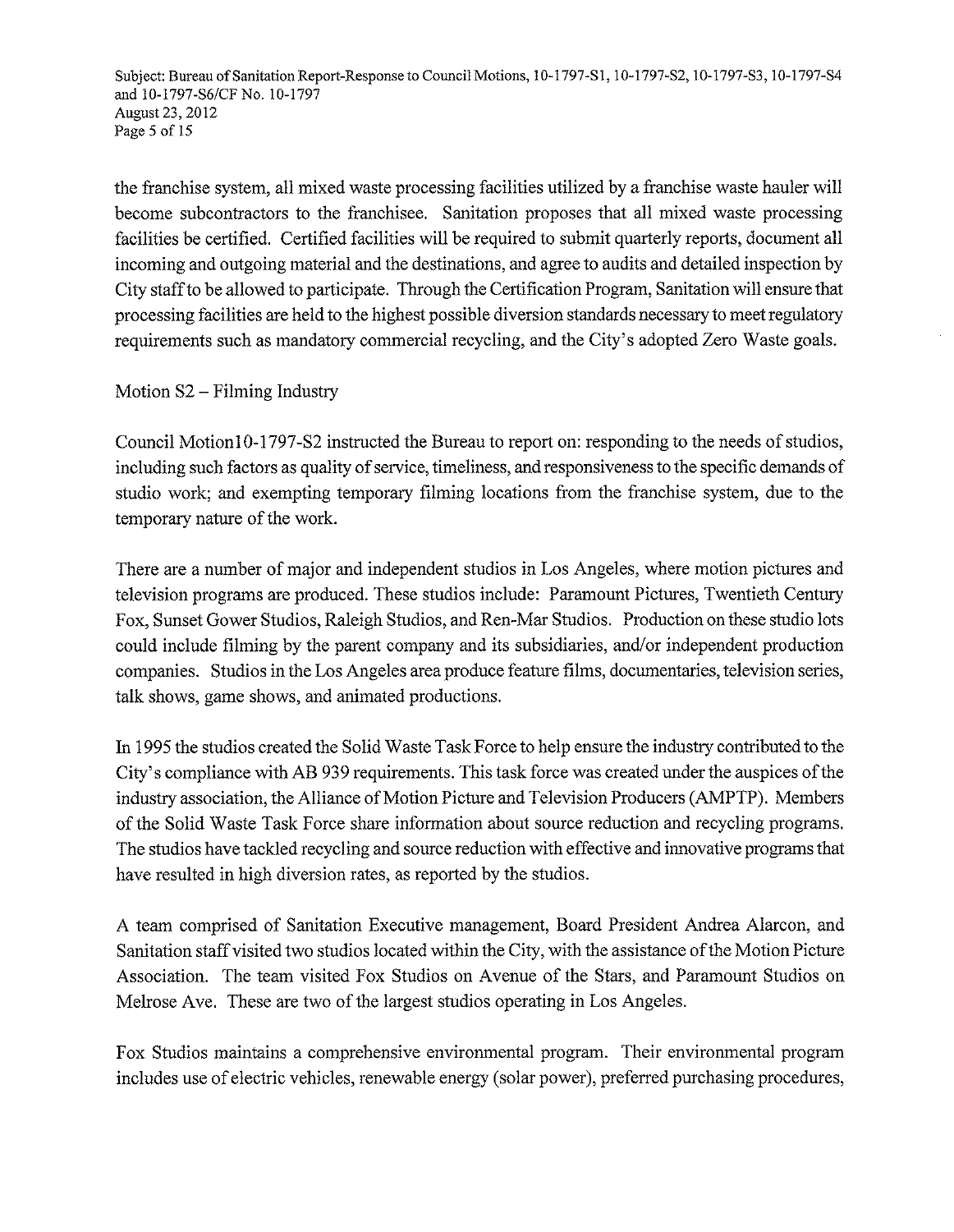the franchise system, all mixed waste processing facilities utilized by a franchise waste hauler will become subcontractors to the franchisee. Sanitation proposes that all mixed waste processing facilities be certified. Certified facilities will be required to submit quarterly reports, document all incoming and outgoing material and the destinations, and agree to audits and detailed inspection by City staff to be allowed to participate. Through the Certification Program, Sanitation will ensure that processing facilities are held to the highest possible diversion standards necessary to meet regulatory requirements such as mandatory commercial recycling, and the City's adopted Zero Waste goals.

Motion S2 – Filming Industry

Council Motion10-1797-S2 instructed the Bureau to report on: responding to the needs of studios, including such factors as quality of service, timeliness, and responsiveness to the specific demands of studio work; and exempting temporary filming locations from the franchise system, due to the temporary nature of the work.

There are a number of major and independent studios in Los Angeles, where motion pictures and television programs are produced. These studios include: Paramount Pictures, Twentieth Century Fox, Sunset Gower Studios, Raleigh Studios, and Ren-Mar Studios. Production on these studio lots could include filming by the parent company and its subsidiaries, and/or independent production companies. Studios in the Los Angeles area produce feature films, documentaries, television series, talk shows, game shows, and animated productions.

In 1995 the studios created the Solid Waste Task Force to help ensure the industry contributed to the City's compliance with AB 939 requirements. This task force was created under the auspices of the industry association, the Alliance of Motion Picture and Television Producers (AMPTP). Members of the Solid Waste Task Force share information about source reduction and recycling programs. The studios have tackled recycling and source reduction with effective and innovative programs that have resulted in high diversion rates, as reported by the studios.

A team comprised of Sanitation Executive management, Board President Andrea Alarcon, and Sanitation staff visited two studios located within the City, with the assistance of the Motion Picture Association. The team visited Fox Studios on Avenue of the Stars, and Paramount Studios on Melrose Ave. These are two of the largest studios operating in Los Angeles.

Fox Studios maintains a comprehensive environmental program. Their environmental program includes use of electric vehicles, renewable energy (solar power), preferred purchasing procedures,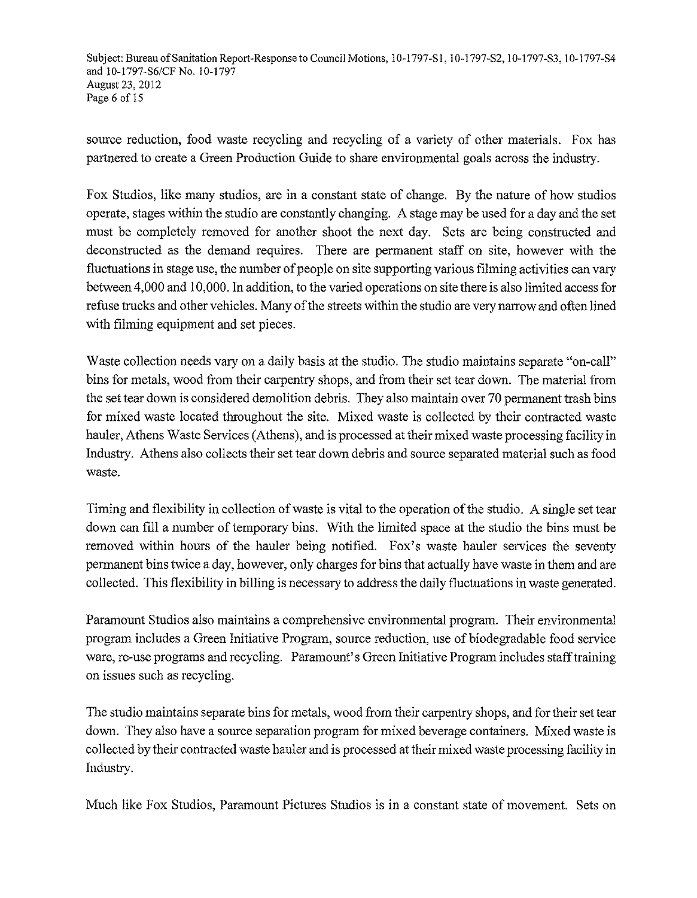source reduction, food waste recycling and recycling of a variety of other materials. Fox has partnered to create a Green Production Guide to share environmental goals across the industry.

Fox Studios, like many studios, are in a constant state of change. By the nature of how studios operate, stages within the studio are constantly changing. A stage may be used for a day and the set must be completely removed for another shoot the next day. Sets are being constructed and deconstructed as the demand requires. There are permanent staff on site, however with the fluctuations in stage use, the number of people on site supporting various filming activities can vary between 4,000 and 10,000. In addition, to the varied operations on site there is also limited access for refuse trucks and other vehicles. Many of the streets within the studio are very narrow and often lined with filming equipment and set pieces.

Waste collection needs vary on a daily basis at the studio. The studio maintains separate "on-call" bins for metals, wood from their carpentry shops, and from their set tear down. The material from the set tear down is considered demolition debris. They also maintain over 70 permanent trash bins for mixed waste located throughout the site. Mixed waste is collected by their contracted waste hauler, Athens Waste Services (Athens), and is processed at their mixed waste processing facility in Industry. Athens also collects their set tear down debris and source separated material such as food waste.

Timing and flexibility in collection of waste is vital to the operation of the studio. A single set tear down can fill a number of temporary bins. With the limited space at the studio the bins must be removed within hours of the hauler being notified. Fox's waste hauler services the seventy permanent bins twice a day, however, only charges for bins that actually have waste in them and are collected. This flexibility in billing is necessary to address the daily fluctuations in waste generated.

Paramount Studios also maintains a comprehensive environmental program. Their environmental program includes a Green Initiative Program, source reduction, use of biodegradable food service ware, re-use programs and recycling. Paramount's Green Initiative Program includes staff training on issues such as recycling.

The studio maintains separate bins for metals, wood from their carpentry shops, and for their set tear down. They also have a source separation program for mixed beverage containers. Mixed waste is collected by their contracted waste hauler and is processed at their mixed waste processing facility in Industry.

Much like Fox Studios, Paramount Pictures Studios is in a constant state of movement. Sets on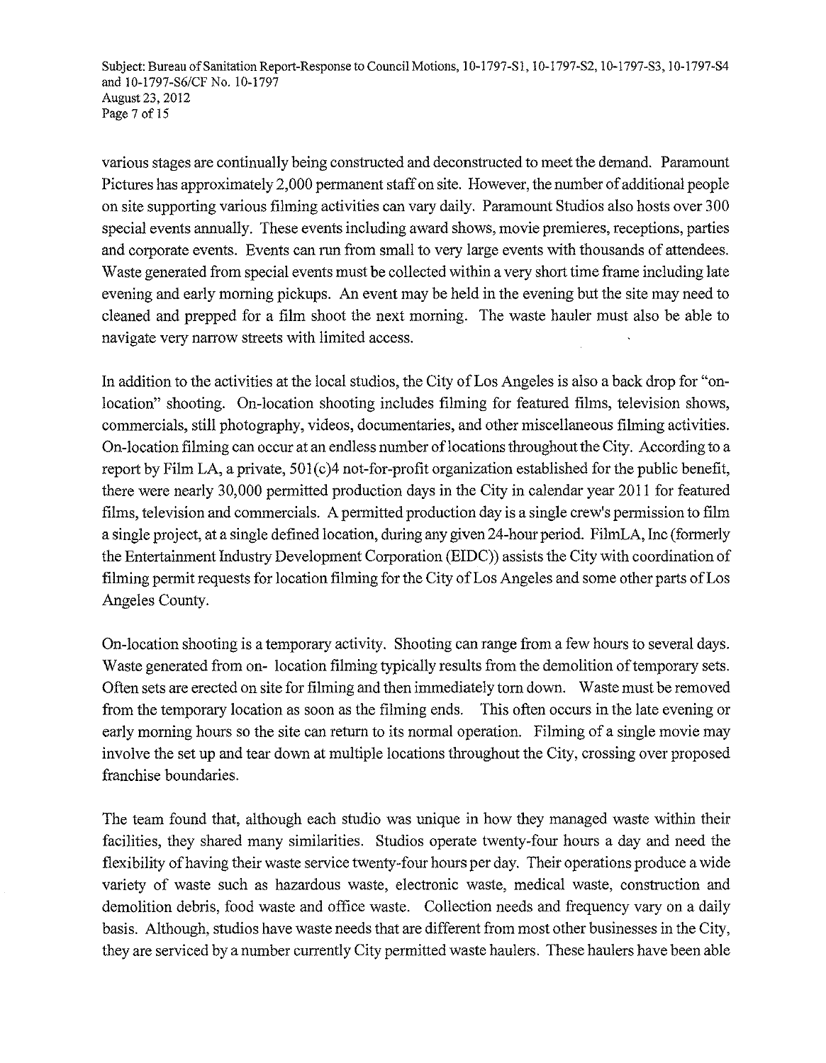various stages are continually being constructed and deconstructed to meet the demand. Paramount Pictures has approximately 2,000 permanent staff on site. However, the number of additional people on site supporting various filming activities can vary daily. Paramount Studios also hosts over 300 special events annually. These events including award shows, movie premieres, receptions, parties and corporate events. Events can run from small to very large events with thousands of attendees. Waste generated from special events must be collected within a very short time frame including late evening and early morning pickups. An event may be held in the evening but the site may need to cleaned and prepped for a film shoot the next morning. The waste hauler must also be able to navigate very narrow streets with limited access.

In addition to the activities at the local studios, the City of Los Angeles is also a back drop for "on-location" shooting. On-location shooting includes filming for featured films, television shows, commercials, still photography, videos, documentaries, and other miscellaneous filming activities. On-location filming can occur at an endless number of locations throughout the City. According to a report by Film LA, a private, 501(c)4 not-for-profit organization established for the public benefit, there were nearly 30,000 permitted production days in the City in calendar year 2011 for featured films, television and commercials. A permitted production day is a single crew's permission to film a single project, at a single defined location, during any given 24-hour period. FilmLA, Inc (formerly the Entertainment Industry Development Corporation (EIDC)) assists the City with coordination of filming permit requests for location filming for the City of Los Angeles and some other parts of Los Angeles County.

On-location shooting is a temporary activity. Shooting can range from a few hours to several days. Waste generated from on- location filming typically results from the demolition of temporary sets. Often sets are erected on site for filming and then immediately torn down. Waste must be removed from the temporary location as soon as the filming ends. This often occurs in the late evening or early morning hours so the site can return to its normal operation. Filming of a single movie may involve the set up and tear down at multiple locations throughout the City, crossing over proposed franchise boundaries.

The team found that, although each studio was unique in how they managed waste within their facilities, they shared many similarities. Studios operate twenty-four hours a day and need the flexibility of having their waste service twenty-four hours per day. Their operations produce a wide variety of waste such as hazardous waste, electronic waste, medical waste, construction and demolition debris, food waste and office waste. Collection needs and frequency vary on a daily basis. Although, studios have waste needs that are different from most other businesses in the City, they are serviced by a number currently City permitted waste haulers. These haulers have been able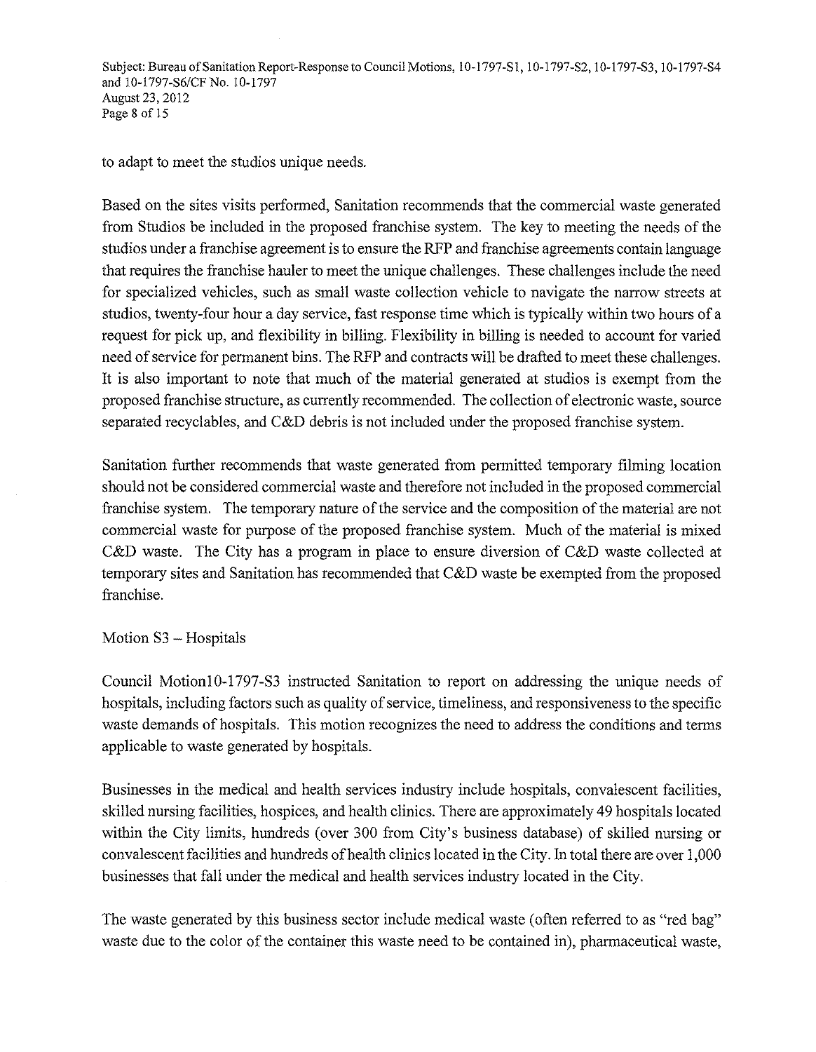to adapt to meet the studios unique needs.

Based on the sites visits performed, Sanitation recommends that the commercial waste generated from Studios be included in the proposed franchise system. The key to meeting the needs of the studios under a franchise agreement is to ensure the RFP and franchise agreements contain language that requires the franchise hauler to meet the unique challenges. These challenges include the need for specialized vehicles, such as small waste collection vehicle to navigate the narrow streets at studios, twenty-four hour a day service, fast response time which is typically within two hours of a request for pick up, and flexibility in billing. Flexibility in billing is needed to account for varied need of service for permanent bins. The RFP and contracts will be drafted to meet these challenges. It is also important to note that much of the material generated at studios is exempt from the proposed franchise structure, as currently recommended. The collection of electronic waste, source separated recyclables, and C&D debris is not included under the proposed franchise system.

Sanitation further recommends that waste generated from permitted temporary filming location should not be considered commercial waste and therefore not included in the proposed commercial franchise system. The temporary nature of the service and the composition of the material are not commercial waste for purpose of the proposed franchise system. Much of the material is mixed C&D waste. The City has a program in place to ensure diversion of C&D waste collected at temporary sites and Sanitation has recommended that C&D waste be exempted from the proposed franchise.

Motion S3 – Hospitals

Council Motion10-1797-S3 instructed Sanitation to report on addressing the unique needs of hospitals, including factors such as quality of service, timeliness, and responsiveness to the specific waste demands of hospitals. This motion recognizes the need to address the conditions and terms applicable to waste generated by hospitals.

Businesses in the medical and health services industry include hospitals, convalescent facilities, skilled nursing facilities, hospices, and health clinics. There are approximately 49 hospitals located within the City limits, hundreds (over 300 from City's business database) of skilled nursing or convalescent facilities and hundreds of health clinics located in the City. In total there are over 1,000 businesses that fall under the medical and health services industry located in the City.

The waste generated by this business sector include medical waste (often referred to as "red bag" waste due to the color of the container this waste need to be contained in), pharmaceutical waste,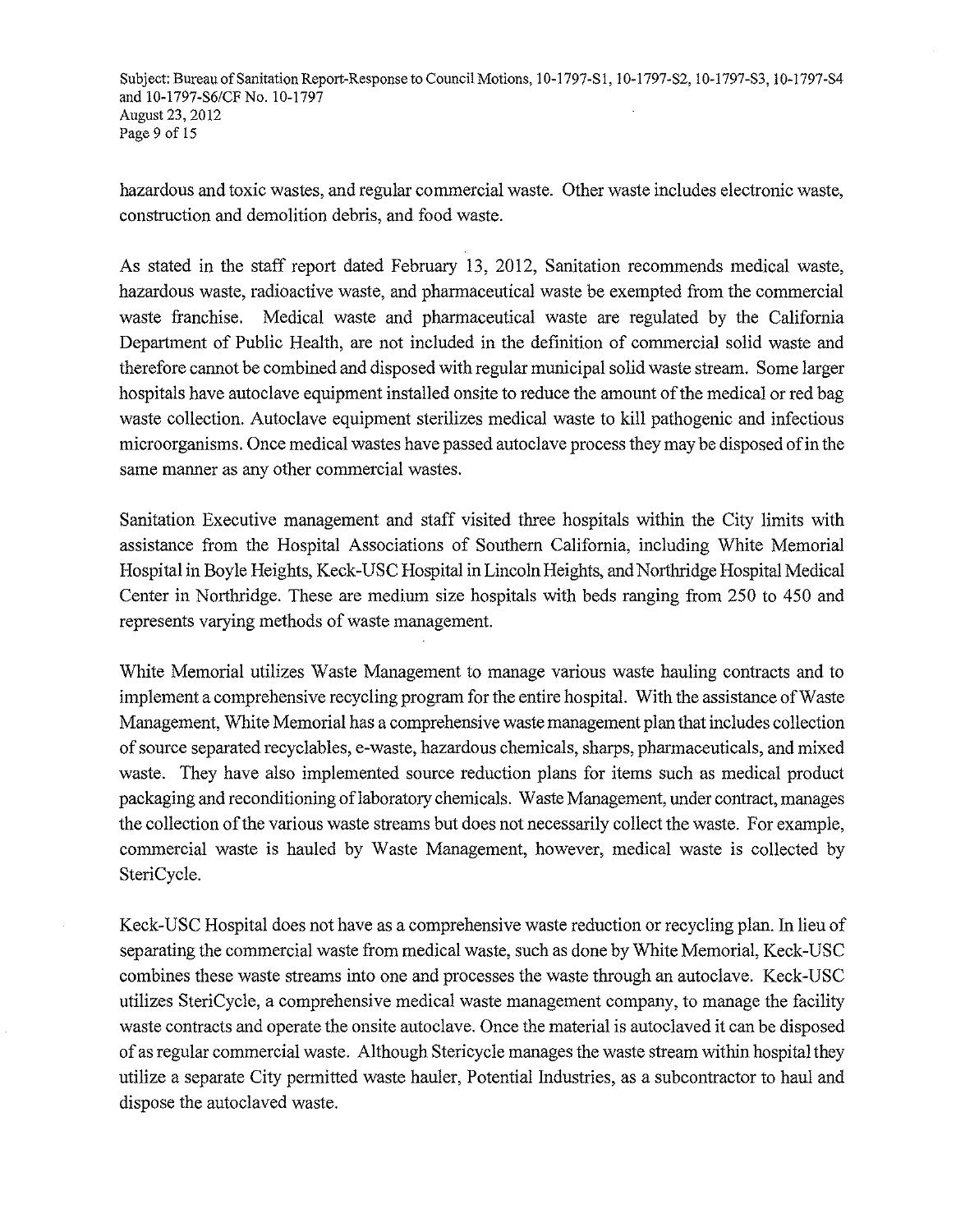hazardous and toxic wastes, and regular commercial waste. Other waste includes electronic waste, construction and demolition debris, and food waste.

As stated in the staff report dated February 13, 2012, Sanitation recommends medical waste, hazardous waste, radioactive waste, and pharmaceutical waste be exempted from the commercial waste franchise. Medical waste and pharmaceutical waste are regulated by the California Department of Public Health, are not included in the definition of commercial solid waste and therefore cannot be combined and disposed with regular municipal solid waste stream. Some larger hospitals have autoclave equipment installed onsite to reduce the amount of the medical or red bag waste collection. Autoclave equipment sterilizes medical waste to kill pathogenic and infectious microorganisms. Once medical wastes have passed autoclave process they may be disposed of in the same manner as any other commercial wastes.

Sanitation Executive management and staff visited three hospitals within the City limits with assistance from the Hospital Associations of Southern California, including White Memorial Hospital in Boyle Heights, Keck-USC Hospital in Lincoln Heights, and Northridge Hospital Medical Center in Northridge. These are medium size hospitals with beds ranging from 250 to 450 and represents varying methods of waste management.

White Memorial utilizes Waste Management to manage various waste hauling contracts and to implement a comprehensive recycling program for the entire hospital. With the assistance of Waste Management, White Memorial has a comprehensive waste management plan that includes collection of source separated recyclables, e-waste, hazardous chemicals, sharps, pharmaceuticals, and mixed waste. They have also implemented source reduction plans for items such as medical product packaging and reconditioning of laboratory chemicals. Waste Management, under contract, manages the collection of the various waste streams but does not necessarily collect the waste. For example, commercial waste is hauled by Waste Management, however, medical waste is collected by SteriCycle.

Keck-USC Hospital does not have as a comprehensive waste reduction or recycling plan. In lieu of separating the commercial waste from medical waste, such as done by White Memorial, Keck-USC combines these waste streams into one and processes the waste through an autoclave. Keck-USC utilizes SteriCycle, a comprehensive medical waste management company, to manage the facility waste contracts and operate the onsite autoclave. Once the material is autoclaved it can be disposed of as regular commercial waste. Although Stericycle manages the waste stream within hospital they utilize a separate City permitted waste hauler, Potential Industries, as a subcontractor to haul and dispose the autoclaved waste.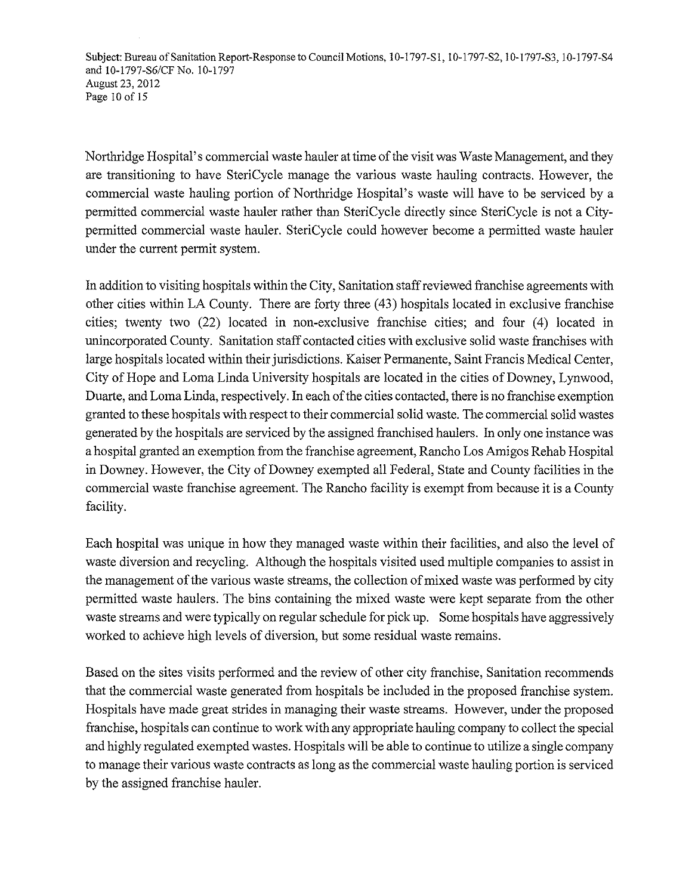Northridge Hospital's commercial waste hauler at time of the visit was Waste Management, and they are transitioning to have SteriCycle manage the various waste hauling contracts. However, the commercial waste hauling portion of Northridge Hospital's waste will have to be serviced by a permitted commercial waste hauler rather than SteriCycle directly since SteriCycle is not a City-permitted commercial waste hauler. SteriCycle could however become a permitted waste hauler under the current permit system.

In addition to visiting hospitals within the City, Sanitation staff reviewed franchise agreements with other cities within LA County. There are forty three (43) hospitals located in exclusive franchise cities; twenty two (22) located in non-exclusive franchise cities; and four (4) located in unincorporated County. Sanitation staff contacted cities with exclusive solid waste franchises with large hospitals located within their jurisdictions. Kaiser Permanente, Saint Francis Medical Center, City of Hope and Loma Linda University hospitals are located in the cities of Downey, Lynwood, Duarte, and Loma Linda, respectively. In each of the cities contacted, there is no franchise exemption granted to these hospitals with respect to their commercial solid waste. The commercial solid wastes generated by the hospitals are serviced by the assigned franchised haulers. In only one instance was a hospital granted an exemption from the franchise agreement, Rancho Los Amigos Rehab Hospital in Downey. However, the City of Downey exempted all Federal, State and County facilities in the commercial waste franchise agreement. The Rancho facility is exempt from because it is a County facility.

Each hospital was unique in how they managed waste within their facilities, and also the level of waste diversion and recycling. Although the hospitals visited used multiple companies to assist in the management of the various waste streams, the collection of mixed waste was performed by city permitted waste haulers. The bins containing the mixed waste were kept separate from the other waste streams and were typically on regular schedule for pick up. Some hospitals have aggressively worked to achieve high levels of diversion, but some residual waste remains.

Based on the sites visits performed and the review of other city franchise, Sanitation recommends that the commercial waste generated from hospitals be included in the proposed franchise system. Hospitals have made great strides in managing their waste streams. However, under the proposed franchise, hospitals can continue to work with any appropriate hauling company to collect the special and highly regulated exempted wastes. Hospitals will be able to continue to utilize a single company to manage their various waste contracts as long as the commercial waste hauling portion is serviced by the assigned franchise hauler.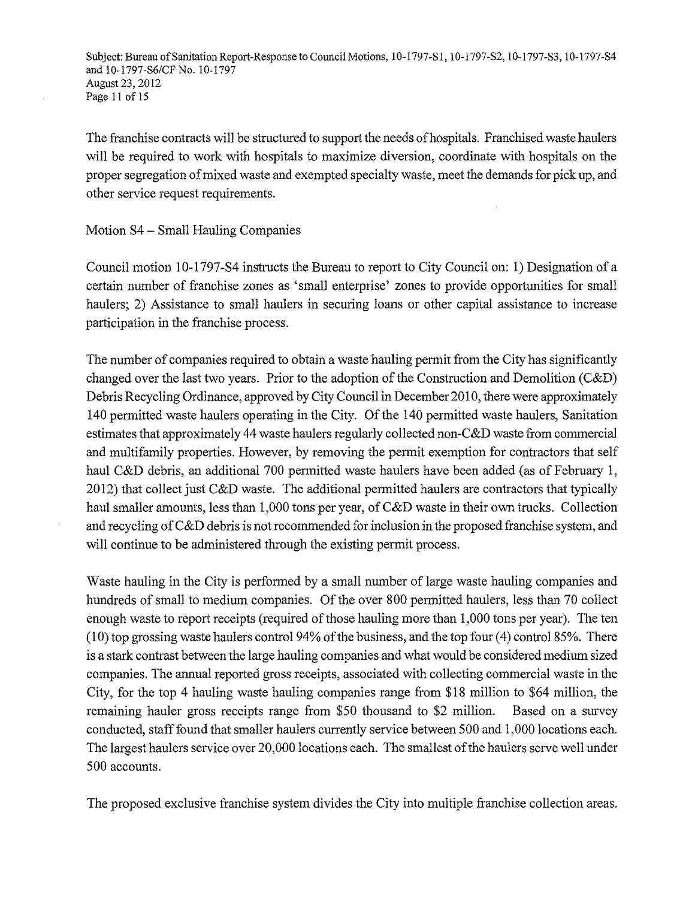The franchise contracts will be structured to support the needs of hospitals. Franchised waste haulers will be required to work with hospitals to maximize diversion, coordinate with hospitals on the proper segregation of mixed waste and exempted specialty waste, meet the demands for pick up, and other service request requirements.

Motion S4 – Small Hauling Companies

Council motion 10-1797-S4 instructs the Bureau to report to City Council on: 1) Designation of a certain number of franchise zones as 'small enterprise' zones to provide opportunities for small haulers; 2) Assistance to small haulers in securing loans or other capital assistance to increase participation in the franchise process.

The number of companies required to obtain a waste hauling permit from the City has significantly changed over the last two years. Prior to the adoption of the Construction and Demolition (C&D) Debris Recycling Ordinance, approved by City Council in December 2010, there were approximately 140 permitted waste haulers operating in the City. Of the 140 permitted waste haulers, Sanitation estimates that approximately 44 waste haulers regularly collected non-C&D waste from commercial and multifamily properties. However, by removing the permit exemption for contractors that self haul C&D debris, an additional 700 permitted waste haulers have been added (as of February 1, 2012) that collect just C&D waste. The additional permitted haulers are contractors that typically haul smaller amounts, less than 1,000 tons per year, of C&D waste in their own trucks. Collection and recycling of C&D debris is not recommended for inclusion in the proposed franchise system, and will continue to be administered through the existing permit process.

Waste hauling in the City is performed by a small number of large waste hauling companies and hundreds of small to medium companies. Of the over 800 permitted haulers, less than 70 collect enough waste to report receipts (required of those hauling more than 1,000 tons per year). The ten (10) top grossing waste haulers control 94% of the business, and the top four (4) control 85%. There is a stark contrast between the large hauling companies and what would be considered medium sized companies. The annual reported gross receipts, associated with collecting commercial waste in the City, for the top 4 hauling waste hauling companies range from $18 million to $64 million, the remaining hauler gross receipts range from $50 thousand to $2 million. Based on a survey conducted, staff found that smaller haulers currently service between 500 and 1,000 locations each. The largest haulers service over 20,000 locations each. The smallest of the haulers serve well under 500 accounts.

The proposed exclusive franchise system divides the City into multiple franchise collection areas.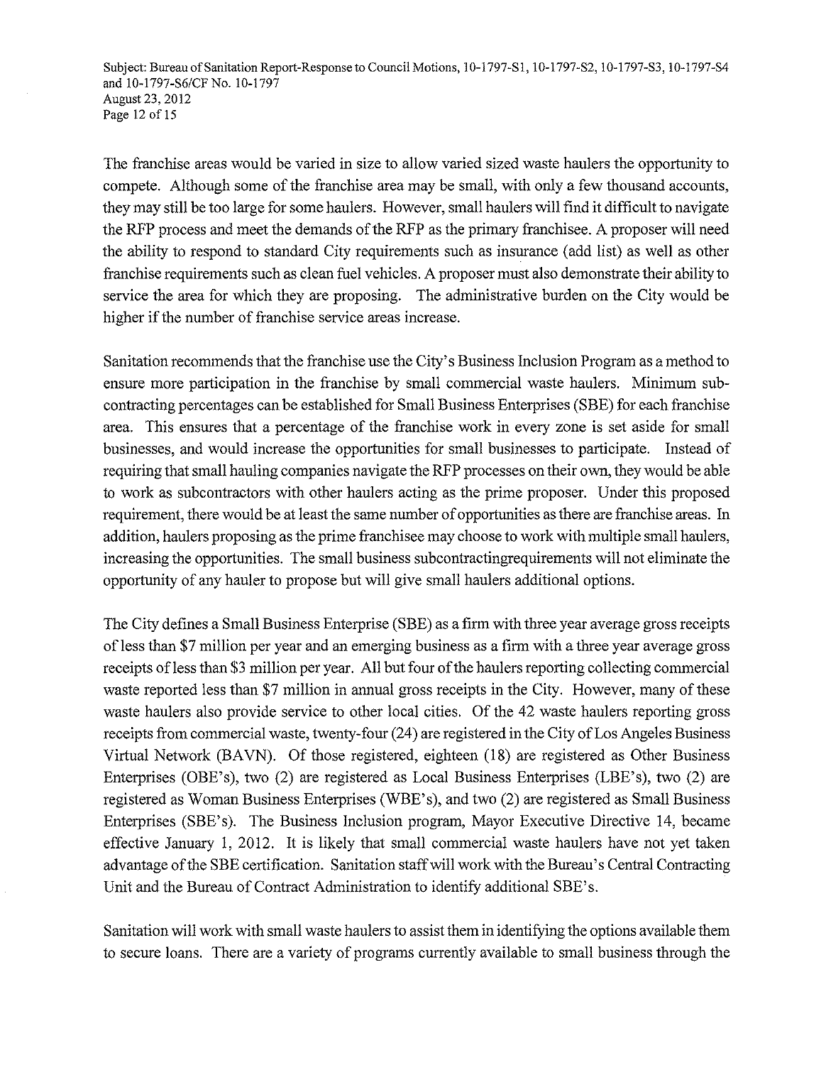The franchise areas would be varied in size to allow varied sized waste haulers the opportunity to compete. Although some of the franchise area may be small, with only a few thousand accounts, they may still be too large for some haulers. However, small haulers will find it difficult to navigate the RFP process and meet the demands of the RFP as the primary franchisee. A proposer will need the ability to respond to standard City requirements such as insurance (add list) as well as other franchise requirements such as clean fuel vehicles. A proposer must also demonstrate their ability to service the area for which they are proposing. The administrative burden on the City would be higher if the number of franchise service areas increase.

Sanitation recommends that the franchise use the City's Business Inclusion Program as a method to ensure more participation in the franchise by small commercial waste haulers. Minimum sub-contracting percentages can be established for Small Business Enterprises (SBE) for each franchise area. This ensures that a percentage of the franchise work in every zone is set aside for small businesses, and would increase the opportunities for small businesses to participate. Instead of requiring that small hauling companies navigate the RFP processes on their own, they would be able to work as subcontractors with other haulers acting as the prime proposer. Under this proposed requirement, there would be at least the same number of opportunities as there are franchise areas. In addition, haulers proposing as the prime franchisee may choose to work with multiple small haulers, increasing the opportunities. The small business subcontractingrequirements will not eliminate the opportunity of any hauler to propose but will give small haulers additional options.

The City defines a Small Business Enterprise (SBE) as a firm with three year average gross receipts of less than $7 million per year and an emerging business as a firm with a three year average gross receipts of less than $3 million per year. All but four of the haulers reporting collecting commercial waste reported less than $7 million in annual gross receipts in the City. However, many of these waste haulers also provide service to other local cities. Of the 42 waste haulers reporting gross receipts from commercial waste, twenty-four (24) are registered in the City of Los Angeles Business Virtual Network (BAVN). Of those registered, eighteen (18) are registered as Other Business Enterprises (OBE's), two (2) are registered as Local Business Enterprises (LBE's), two (2) are registered as Woman Business Enterprises (WBE's), and two (2) are registered as Small Business Enterprises (SBE's). The Business Inclusion program, Mayor Executive Directive 14, became effective January 1, 2012. It is likely that small commercial waste haulers have not yet taken advantage of the SBE certification. Sanitation staff will work with the Bureau's Central Contracting Unit and the Bureau of Contract Administration to identify additional SBE's.

Sanitation will work with small waste haulers to assist them in identifying the options available them to secure loans. There are a variety of programs currently available to small business through the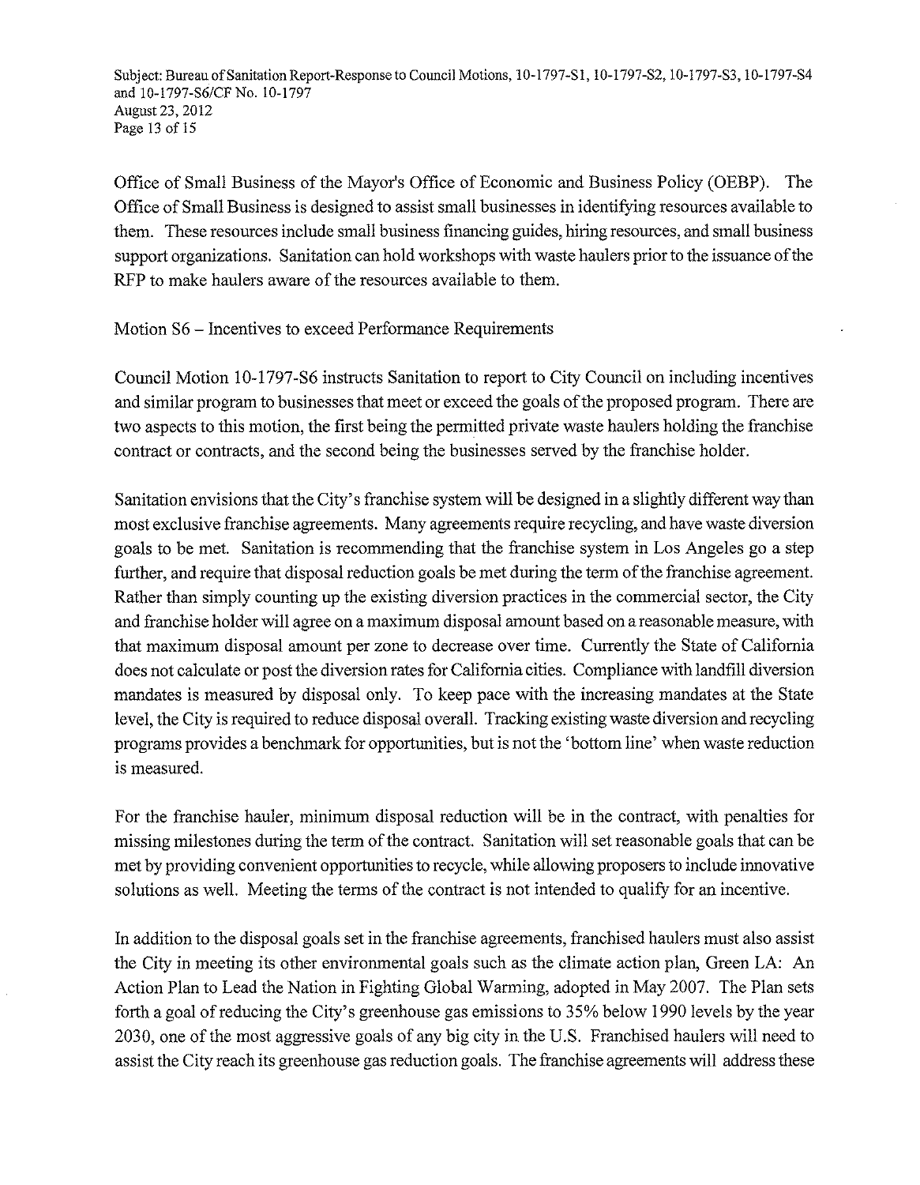Office of Small Business of the Mayor's Office of Economic and Business Policy (OEBP). The Office of Small Business is designed to assist small businesses in identifying resources available to them. These resources include small business financing guides, hiring resources, and small business support organizations. Sanitation can hold workshops with waste haulers prior to the issuance of the RFP to make haulers aware of the resources available to them.

Motion S6 – Incentives to exceed Performance Requirements

Council Motion 10-1797-S6 instructs Sanitation to report to City Council on including incentives and similar program to businesses that meet or exceed the goals of the proposed program. There are two aspects to this motion, the first being the permitted private waste haulers holding the franchise contract or contracts, and the second being the businesses served by the franchise holder.

Sanitation envisions that the City's franchise system will be designed in a slightly different way than most exclusive franchise agreements. Many agreements require recycling, and have waste diversion goals to be met. Sanitation is recommending that the franchise system in Los Angeles go a step further, and require that disposal reduction goals be met during the term of the franchise agreement. Rather than simply counting up the existing diversion practices in the commercial sector, the City and franchise holder will agree on a maximum disposal amount based on a reasonable measure, with that maximum disposal amount per zone to decrease over time. Currently the State of California does not calculate or post the diversion rates for California cities. Compliance with landfill diversion mandates is measured by disposal only. To keep pace with the increasing mandates at the State level, the City is required to reduce disposal overall. Tracking existing waste diversion and recycling programs provides a benchmark for opportunities, but is not the 'bottom line' when waste reduction is measured.

For the franchise hauler, minimum disposal reduction will be in the contract, with penalties for missing milestones during the term of the contract. Sanitation will set reasonable goals that can be met by providing convenient opportunities to recycle, while allowing proposers to include innovative solutions as well. Meeting the terms of the contract is not intended to qualify for an incentive.

In addition to the disposal goals set in the franchise agreements, franchised haulers must also assist the City in meeting its other environmental goals such as the climate action plan, Green LA: An Action Plan to Lead the Nation in Fighting Global Warming, adopted in May 2007. The Plan sets forth a goal of reducing the City's greenhouse gas emissions to 35% below 1990 levels by the year 2030, one of the most aggressive goals of any big city in the U.S. Franchised haulers will need to assist the City reach its greenhouse gas reduction goals. The franchise agreements will address these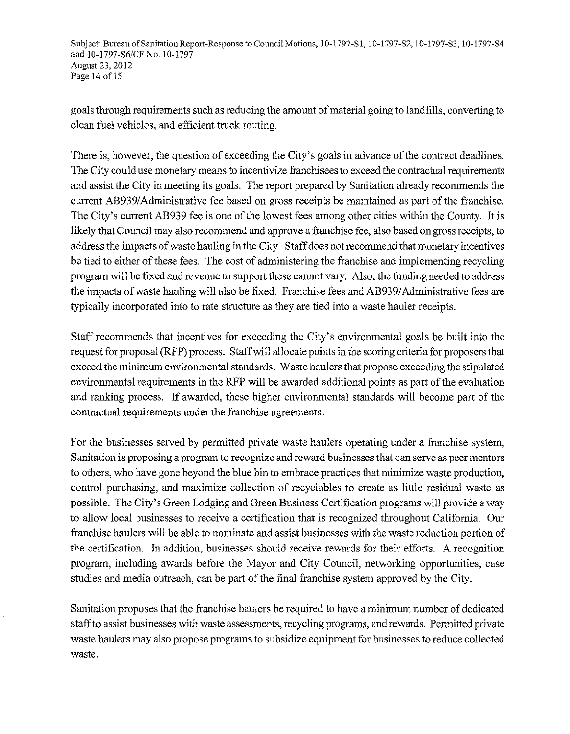goals through requirements such as reducing the amount of material going to landfills, converting to clean fuel vehicles, and efficient truck routing.

There is, however, the question of exceeding the City's goals in advance of the contract deadlines. The City could use monetary means to incentivize franchisees to exceed the contractual requirements and assist the City in meeting its goals. The report prepared by Sanitation already recommends the current AB939/Administrative fee based on gross receipts be maintained as part of the franchise. The City's current AB939 fee is one of the lowest fees among other cities within the County. It is likely that Council may also recommend and approve a franchise fee, also based on gross receipts, to address the impacts of waste hauling in the City. Staff does not recommend that monetary incentives be tied to either of these fees. The cost of administering the franchise and implementing recycling program will be fixed and revenue to support these cannot vary. Also, the funding needed to address the impacts of waste hauling will also be fixed. Franchise fees and AB939/Administrative fees are typically incorporated into to rate structure as they are tied into a waste hauler receipts.

Staff recommends that incentives for exceeding the City's environmental goals be built into the request for proposal (RFP) process. Staff will allocate points in the scoring criteria for proposers that exceed the minimum environmental standards. Waste haulers that propose exceeding the stipulated environmental requirements in the RFP will be awarded additional points as part of the evaluation and ranking process. If awarded, these higher environmental standards will become part of the contractual requirements under the franchise agreements.

For the businesses served by permitted private waste haulers operating under a franchise system, Sanitation is proposing a program to recognize and reward businesses that can serve as peer mentors to others, who have gone beyond the blue bin to embrace practices that minimize waste production, control purchasing, and maximize collection of recyclables to create as little residual waste as possible. The City's Green Lodging and Green Business Certification programs will provide a way to allow local businesses to receive a certification that is recognized throughout California. Our franchise haulers will be able to nominate and assist businesses with the waste reduction portion of the certification. In addition, businesses should receive rewards for their efforts. A recognition program, including awards before the Mayor and City Council, networking opportunities, case studies and media outreach, can be part of the final franchise system approved by the City.

Sanitation proposes that the franchise haulers be required to have a minimum number of dedicated staff to assist businesses with waste assessments, recycling programs, and rewards. Permitted private waste haulers may also propose programs to subsidize equipment for businesses to reduce collected waste.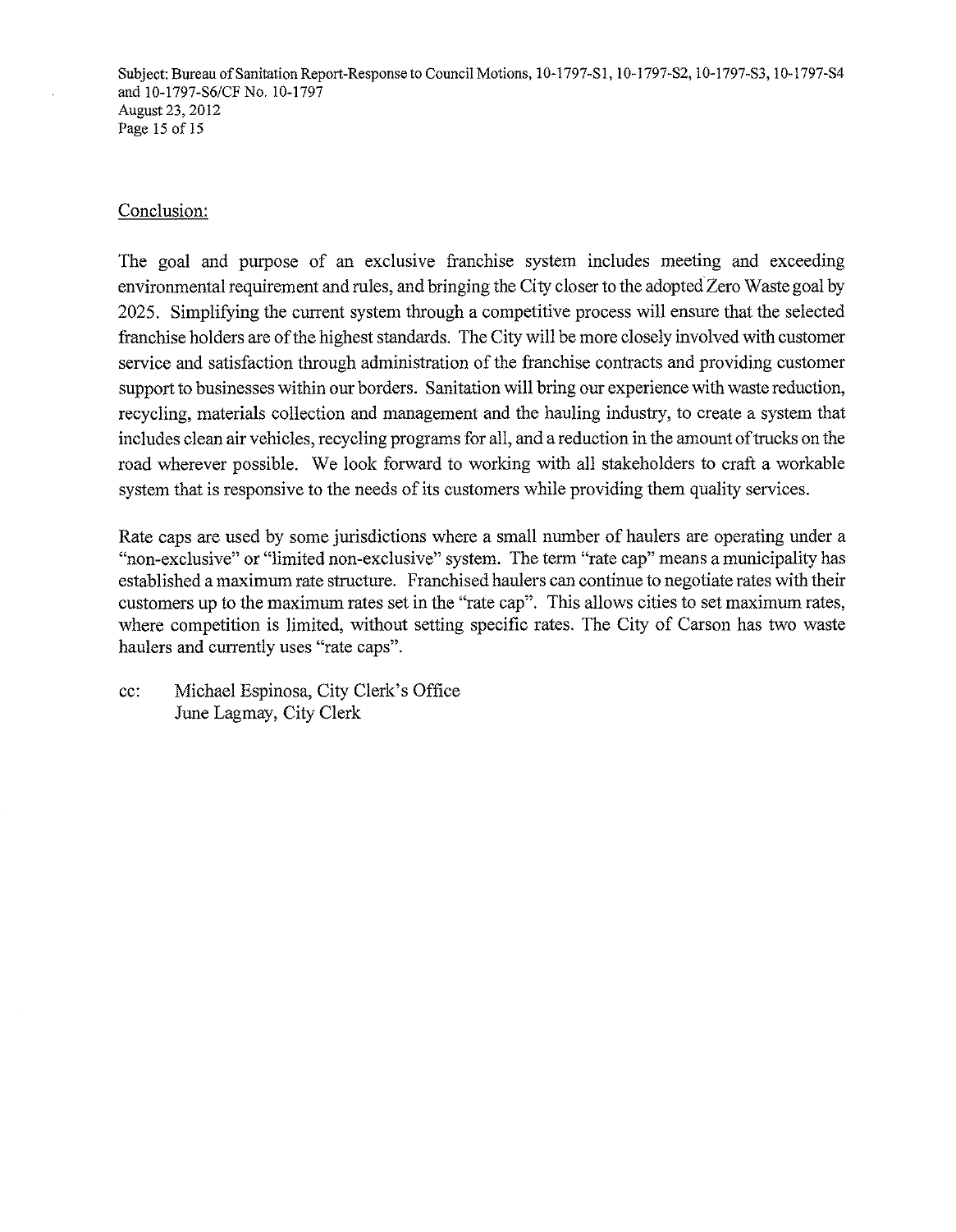Conclusion:

The goal and purpose of an exclusive franchise system includes meeting and exceeding environmental requirement and rules, and bringing the City closer to the adopted Zero Waste goal by 2025. Simplifying the current system through a competitive process will ensure that the selected franchise holders are of the highest standards. The City will be more closely involved with customer service and satisfaction through administration of the franchise contracts and providing customer support to businesses within our borders. Sanitation will bring our experience with waste reduction, recycling, materials collection and management and the hauling industry, to create a system that includes clean air vehicles, recycling programs for all, and a reduction in the amount of trucks on the road wherever possible. We look forward to working with all stakeholders to craft a workable system that is responsive to the needs of its customers while providing them quality services.

Rate caps are used by some jurisdictions where a small number of haulers are operating under a "non-exclusive" or "limited non-exclusive" system. The term "rate cap" means a municipality has established a maximum rate structure. Franchised haulers can continue to negotiate rates with their customers up to the maximum rates set in the "rate cap". This allows cities to set maximum rates, where competition is limited, without setting specific rates. The City of Carson has two waste haulers and currently uses "rate caps".

cc: Michael Espinosa, City Clerk's Office
June Lagmay, City Clerk